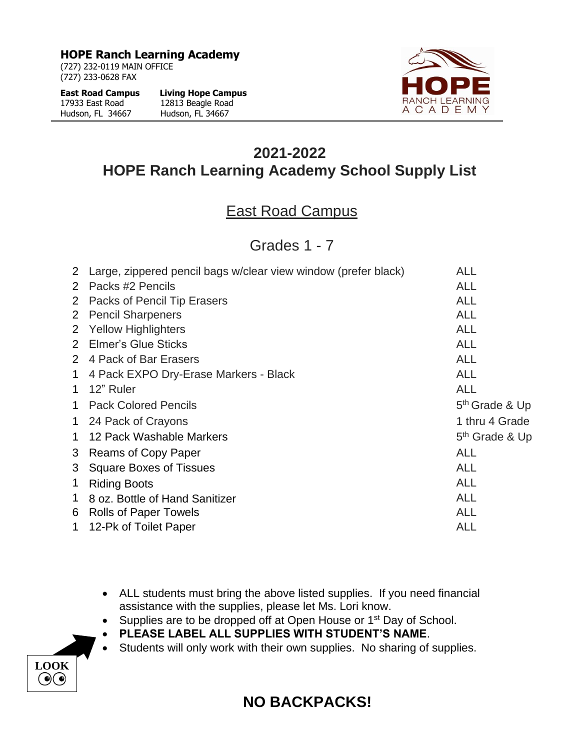**HOPE Ranch Learning Academy**
(727) 232-0119 MAIN OFFICE
(727) 233-0628 FAX

**East Road Campus**
17933 East Road
Hudson, FL 34667

**Living Hope Campus**
12813 Beagle Road
Hudson, FL 34667

# 2021-2022
# HOPE Ranch Learning Academy School Supply List

## East Road Campus

### Grades 1 - 7

| Qty | Item | Grade |
|---|---|---|
| 2 | Large, zippered pencil bags w/clear view window (prefer black) | ALL |
| 2 | Packs #2 Pencils | ALL |
| 2 | Packs of Pencil Tip Erasers | ALL |
| 2 | Pencil Sharpeners | ALL |
| 2 | Yellow Highlighters | ALL |
| 2 | Elmer's Glue Sticks | ALL |
| 2 | 4 Pack of Bar Erasers | ALL |
| 1 | 4 Pack EXPO Dry-Erase Markers - Black | ALL |
| 1 | 12" Ruler | ALL |
| 1 | Pack Colored Pencils | 5th Grade & Up |
| 1 | 24 Pack of Crayons | 1 thru 4 Grade |
| 1 | 12 Pack Washable Markers | 5th Grade & Up |
| 3 | Reams of Copy Paper | ALL |
| 3 | Square Boxes of Tissues | ALL |
| 1 | Riding Boots | ALL |
| 1 | 8 oz. Bottle of Hand Sanitizer | ALL |
| 6 | Rolls of Paper Towels | ALL |
| 1 | 12-Pk of Toilet Paper | ALL |

- ALL students must bring the above listed supplies. If you need financial assistance with the supplies, please let Ms. Lori know.
- Supplies are to be dropped off at Open House or 1st Day of School.
- **PLEASE LABEL ALL SUPPLIES WITH STUDENT'S NAME**.
- Students will only work with their own supplies. No sharing of supplies.

LOOK

## NO BACKPACKS!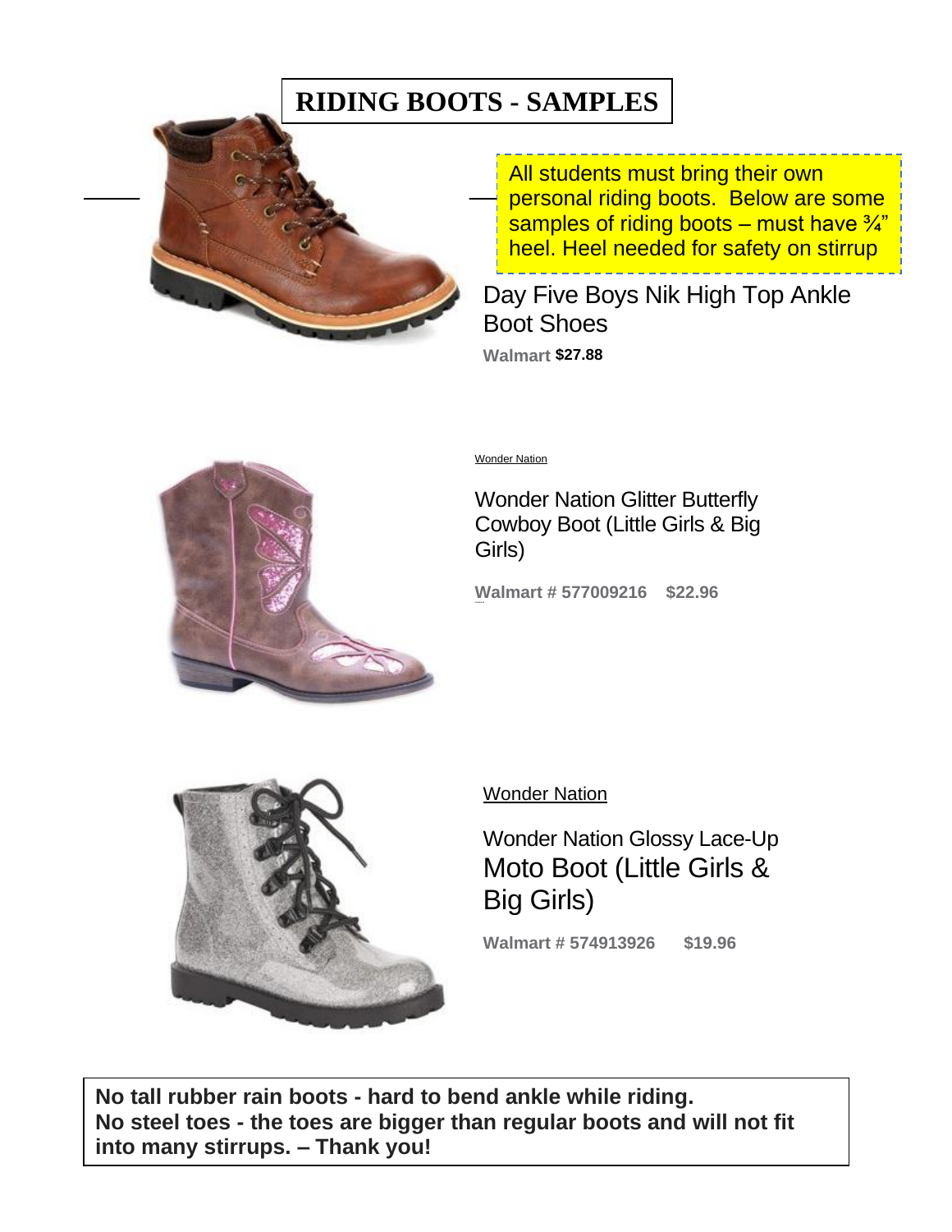# RIDING BOOTS - SAMPLES

All students must bring their own personal riding boots. Below are some samples of riding boots – must have ¾" heel. Heel needed for safety on stirrup

Day Five Boys Nik High Top Ankle Boot Shoes

**Walmart $27.88**

Wonder Nation

Wonder Nation Glitter Butterfly Cowboy Boot (Little Girls & Big Girls)

**Walmart # 577009216 $22.96**

Wonder Nation

Wonder Nation Glossy Lace-Up Moto Boot (Little Girls & Big Girls)

**Walmart # 574913926 $19.96**

**No tall rubber rain boots - hard to bend ankle while riding.**
**No steel toes - the toes are bigger than regular boots and will not fit into many stirrups. – Thank you!**